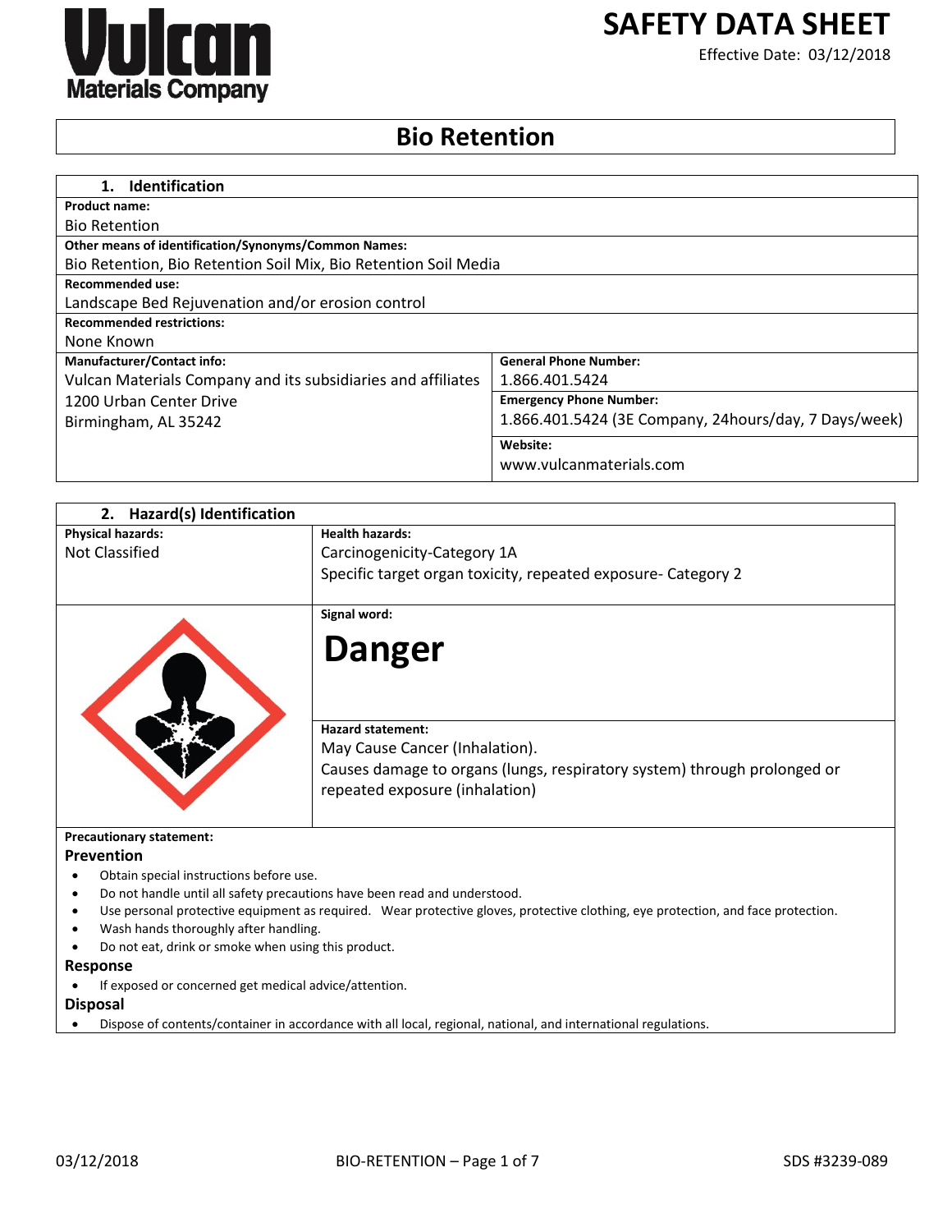# SAFETY DATA SHEET

Effective Date: 03/12/2018

## Bio Retention

| 1. Identification | |
|---|---|
| **Product name:** Bio Retention | |
| **Other means of identification/Synonyms/Common Names:** Bio Retention, Bio Retention Soil Mix, Bio Retention Soil Media | |
| **Recommended use:** Landscape Bed Rejuvenation and/or erosion control | |
| **Recommended restrictions:** None Known | |
| **Manufacturer/Contact info:** Vulcan Materials Company and its subsidiaries and affiliates, 1200 Urban Center Drive, Birmingham, AL 35242 | **General Phone Number:** 1.866.401.5424 |
| | **Emergency Phone Number:** 1.866.401.5424 (3E Company, 24hours/day, 7 Days/week) |
| | **Website:** www.vulcanmaterials.com |

## 2. Hazard(s) Identification

| **Physical hazards:** | **Health hazards:** |
|---|---|
| Not Classified | Carcinogenicity-Category 1A<br>Specific target organ toxicity, repeated exposure- Category 2 |

**Signal word:**

**Danger**

**Hazard statement:**

May Cause Cancer (Inhalation).

Causes damage to organs (lungs, respiratory system) through prolonged or repeated exposure (inhalation)

**Precautionary statement:**

**Prevention**

- Obtain special instructions before use.
- Do not handle until all safety precautions have been read and understood.
- Use personal protective equipment as required. Wear protective gloves, protective clothing, eye protection, and face protection.
- Wash hands thoroughly after handling.
- Do not eat, drink or smoke when using this product.

**Response**

- If exposed or concerned get medical advice/attention.

**Disposal**

- Dispose of contents/container in accordance with all local, regional, national, and international regulations.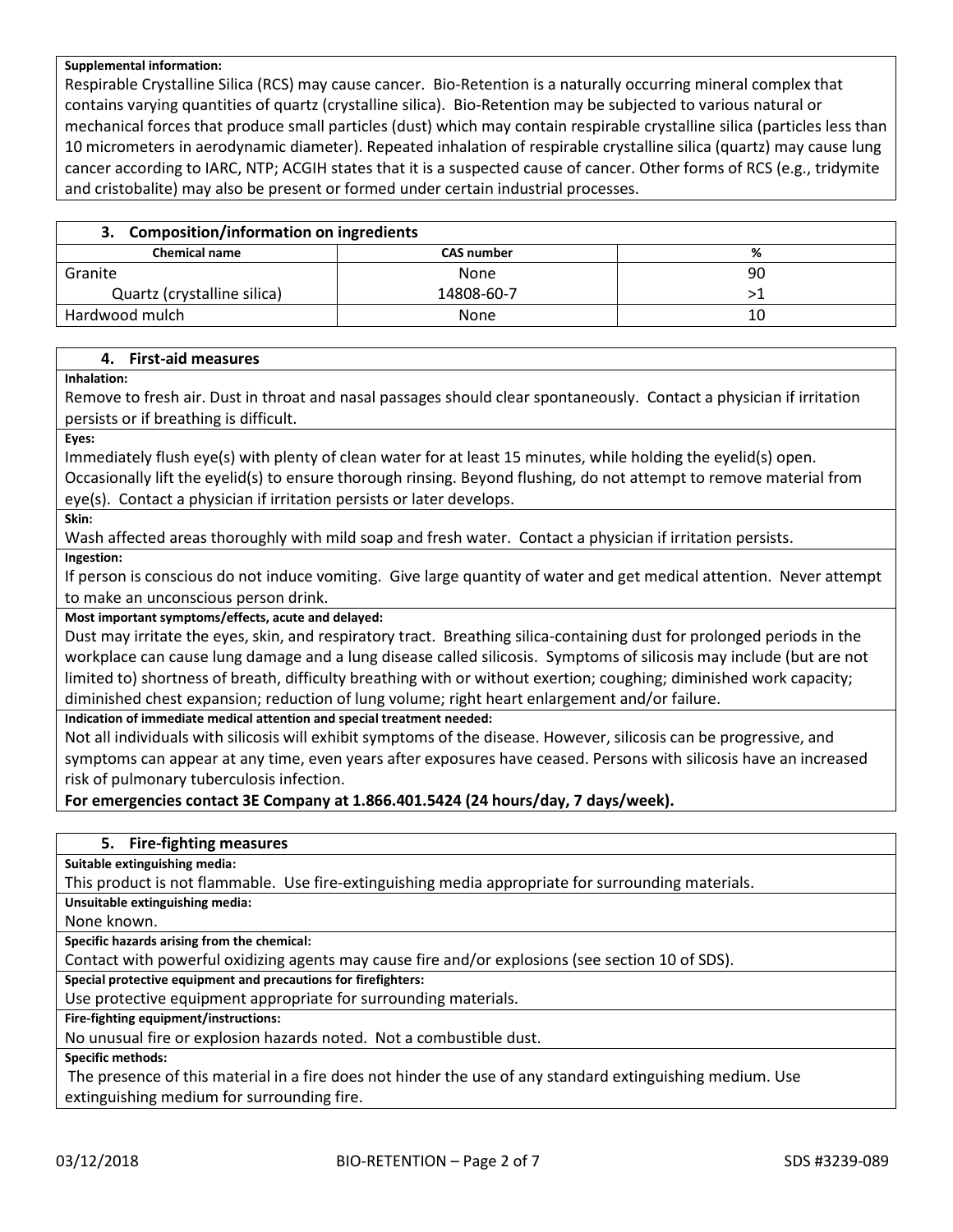**Supplemental information:**

Respirable Crystalline Silica (RCS) may cause cancer. Bio-Retention is a naturally occurring mineral complex that contains varying quantities of quartz (crystalline silica). Bio-Retention may be subjected to various natural or mechanical forces that produce small particles (dust) which may contain respirable crystalline silica (particles less than 10 micrometers in aerodynamic diameter). Repeated inhalation of respirable crystalline silica (quartz) may cause lung cancer according to IARC, NTP; ACGIH states that it is a suspected cause of cancer. Other forms of RCS (e.g., tridymite and cristobalite) may also be present or formed under certain industrial processes.

## 3. Composition/information on ingredients

| Chemical name | CAS number | % |
|---|---|---|
| Granite | None | 90 |
| Quartz (crystalline silica) | 14808-60-7 | >1 |
| Hardwood mulch | None | 10 |

## 4. First-aid measures

**Inhalation:**

Remove to fresh air. Dust in throat and nasal passages should clear spontaneously. Contact a physician if irritation persists or if breathing is difficult.

**Eyes:**

Immediately flush eye(s) with plenty of clean water for at least 15 minutes, while holding the eyelid(s) open. Occasionally lift the eyelid(s) to ensure thorough rinsing. Beyond flushing, do not attempt to remove material from eye(s). Contact a physician if irritation persists or later develops.

**Skin:**

Wash affected areas thoroughly with mild soap and fresh water. Contact a physician if irritation persists.

**Ingestion:**

If person is conscious do not induce vomiting. Give large quantity of water and get medical attention. Never attempt to make an unconscious person drink.

**Most important symptoms/effects, acute and delayed:**

Dust may irritate the eyes, skin, and respiratory tract. Breathing silica-containing dust for prolonged periods in the workplace can cause lung damage and a lung disease called silicosis. Symptoms of silicosis may include (but are not limited to) shortness of breath, difficulty breathing with or without exertion; coughing; diminished work capacity; diminished chest expansion; reduction of lung volume; right heart enlargement and/or failure.

**Indication of immediate medical attention and special treatment needed:**

Not all individuals with silicosis will exhibit symptoms of the disease. However, silicosis can be progressive, and symptoms can appear at any time, even years after exposures have ceased. Persons with silicosis have an increased risk of pulmonary tuberculosis infection.

**For emergencies contact 3E Company at 1.866.401.5424 (24 hours/day, 7 days/week).**

## 5. Fire-fighting measures

**Suitable extinguishing media:**

This product is not flammable. Use fire-extinguishing media appropriate for surrounding materials.

**Unsuitable extinguishing media:**

None known.

**Specific hazards arising from the chemical:**

Contact with powerful oxidizing agents may cause fire and/or explosions (see section 10 of SDS).

**Special protective equipment and precautions for firefighters:**

Use protective equipment appropriate for surrounding materials.

**Fire-fighting equipment/instructions:**

No unusual fire or explosion hazards noted. Not a combustible dust.

**Specific methods:**

The presence of this material in a fire does not hinder the use of any standard extinguishing medium. Use extinguishing medium for surrounding fire.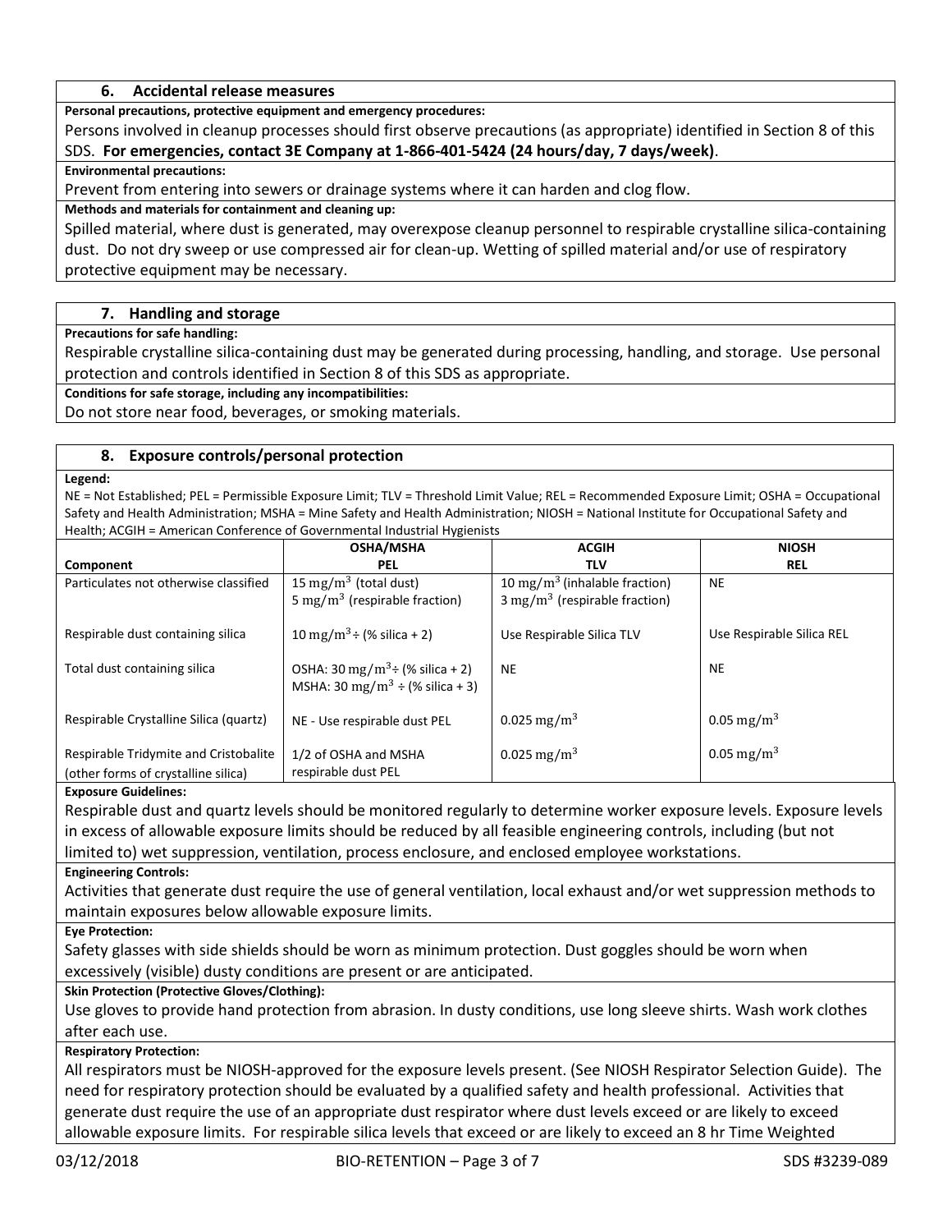## 6. Accidental release measures

**Personal precautions, protective equipment and emergency procedures:**

Persons involved in cleanup processes should first observe precautions (as appropriate) identified in Section 8 of this SDS. **For emergencies, contact 3E Company at 1-866-401-5424 (24 hours/day, 7 days/week)**.

**Environmental precautions:**

Prevent from entering into sewers or drainage systems where it can harden and clog flow.

**Methods and materials for containment and cleaning up:**

Spilled material, where dust is generated, may overexpose cleanup personnel to respirable crystalline silica-containing dust. Do not dry sweep or use compressed air for clean-up. Wetting of spilled material and/or use of respiratory protective equipment may be necessary.

## 7. Handling and storage

**Precautions for safe handling:**

Respirable crystalline silica-containing dust may be generated during processing, handling, and storage. Use personal protection and controls identified in Section 8 of this SDS as appropriate.

**Conditions for safe storage, including any incompatibilities:**

Do not store near food, beverages, or smoking materials.

## 8. Exposure controls/personal protection

**Legend:**

NE = Not Established; PEL = Permissible Exposure Limit; TLV = Threshold Limit Value; REL = Recommended Exposure Limit; OSHA = Occupational Safety and Health Administration; MSHA = Mine Safety and Health Administration; NIOSH = National Institute for Occupational Safety and Health; ACGIH = American Conference of Governmental Industrial Hygienists

| Component | OSHA/MSHA PEL | ACGIH TLV | NIOSH REL |
|---|---|---|---|
| Particulates not otherwise classified | 15 $mg/m^3$ (total dust)<br>5 $mg/m^3$ (respirable fraction) | 10 $mg/m^3$ (inhalable fraction)<br>3 $mg/m^3$ (respirable fraction) | NE |
| Respirable dust containing silica | 10 $mg/m^3$ ÷ (% silica + 2) | Use Respirable Silica TLV | Use Respirable Silica REL |
| Total dust containing silica | OSHA: 30 $mg/m^3$ ÷ (% silica + 2)<br>MSHA: 30 $mg/m^3$ ÷ (% silica + 3) | NE | NE |
| Respirable Crystalline Silica (quartz) | NE - Use respirable dust PEL | 0.025 $mg/m^3$ | 0.05 $mg/m^3$ |
| Respirable Tridymite and Cristobalite (other forms of crystalline silica) | 1/2 of OSHA and MSHA respirable dust PEL | 0.025 $mg/m^3$ | 0.05 $mg/m^3$ |

**Exposure Guidelines:**

Respirable dust and quartz levels should be monitored regularly to determine worker exposure levels. Exposure levels in excess of allowable exposure limits should be reduced by all feasible engineering controls, including (but not limited to) wet suppression, ventilation, process enclosure, and enclosed employee workstations.

**Engineering Controls:**

Activities that generate dust require the use of general ventilation, local exhaust and/or wet suppression methods to maintain exposures below allowable exposure limits.

**Eye Protection:**

Safety glasses with side shields should be worn as minimum protection. Dust goggles should be worn when excessively (visible) dusty conditions are present or are anticipated.

**Skin Protection (Protective Gloves/Clothing):**

Use gloves to provide hand protection from abrasion. In dusty conditions, use long sleeve shirts. Wash work clothes after each use.

**Respiratory Protection:**

All respirators must be NIOSH-approved for the exposure levels present. (See NIOSH Respirator Selection Guide). The need for respiratory protection should be evaluated by a qualified safety and health professional. Activities that generate dust require the use of an appropriate dust respirator where dust levels exceed or are likely to exceed allowable exposure limits. For respirable silica levels that exceed or are likely to exceed an 8 hr Time Weighted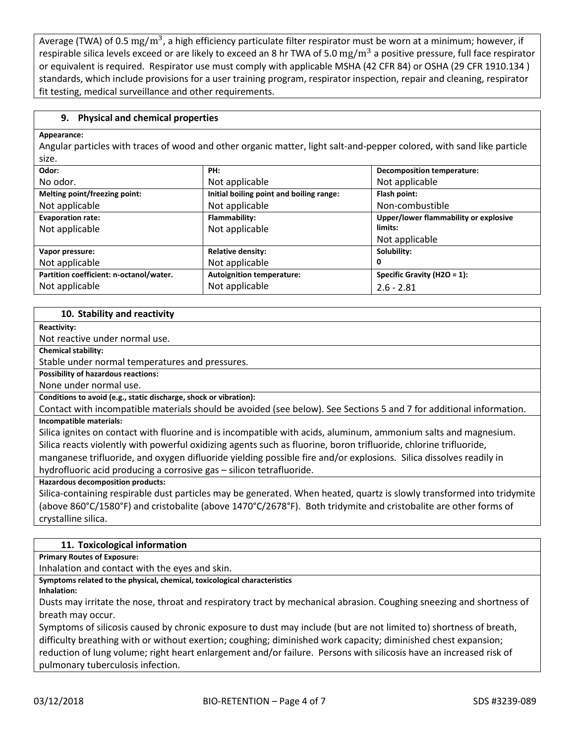Average (TWA) of 0.5 $mg/m^3$, a high efficiency particulate filter respirator must be worn at a minimum; however, if respirable silica levels exceed or are likely to exceed an 8 hr TWA of 5.0 $mg/m^3$ a positive pressure, full face respirator or equivalent is required. Respirator use must comply with applicable MSHA (42 CFR 84) or OSHA (29 CFR 1910.134 ) standards, which include provisions for a user training program, respirator inspection, repair and cleaning, respirator fit testing, medical surveillance and other requirements.

## 9. Physical and chemical properties

**Appearance:**

Angular particles with traces of wood and other organic matter, light salt-and-pepper colored, with sand like particle size.

| **Odor:** No odor. | **PH:** Not applicable | **Decomposition temperature:** Not applicable |
|---|---|---|
| **Melting point/freezing point:** Not applicable | **Initial boiling point and boiling range:** Not applicable | **Flash point:** Non-combustible |
| **Evaporation rate:** Not applicable | **Flammability:** Not applicable | **Upper/lower flammability or explosive limits:** Not applicable |
| **Vapor pressure:** Not applicable | **Relative density:** Not applicable | **Solubility:** 0 |
| **Partition coefficient: n-octanol/water.** Not applicable | **Autoignition temperature:** Not applicable | **Specific Gravity ($H_2O$ = 1):** 2.6 - 2.81 |

## 10. Stability and reactivity

**Reactivity:**

Not reactive under normal use.

**Chemical stability:**

Stable under normal temperatures and pressures.

**Possibility of hazardous reactions:**

None under normal use.

**Conditions to avoid (e.g., static discharge, shock or vibration):**

Contact with incompatible materials should be avoided (see below). See Sections 5 and 7 for additional information.

**Incompatible materials:**

Silica ignites on contact with fluorine and is incompatible with acids, aluminum, ammonium salts and magnesium. Silica reacts violently with powerful oxidizing agents such as fluorine, boron trifluoride, chlorine trifluoride, manganese trifluoride, and oxygen difluoride yielding possible fire and/or explosions. Silica dissolves readily in hydrofluoric acid producing a corrosive gas – silicon tetrafluoride.

**Hazardous decomposition products:**

Silica-containing respirable dust particles may be generated. When heated, quartz is slowly transformed into tridymite (above 860°C/1580°F) and cristobalite (above 1470°C/2678°F). Both tridymite and cristobalite are other forms of crystalline silica.

## 11. Toxicological information

**Primary Routes of Exposure:**

Inhalation and contact with the eyes and skin.

**Symptoms related to the physical, chemical, toxicological characteristics**

**Inhalation:**

Dusts may irritate the nose, throat and respiratory tract by mechanical abrasion. Coughing sneezing and shortness of breath may occur.

Symptoms of silicosis caused by chronic exposure to dust may include (but are not limited to) shortness of breath, difficulty breathing with or without exertion; coughing; diminished work capacity; diminished chest expansion; reduction of lung volume; right heart enlargement and/or failure. Persons with silicosis have an increased risk of pulmonary tuberculosis infection.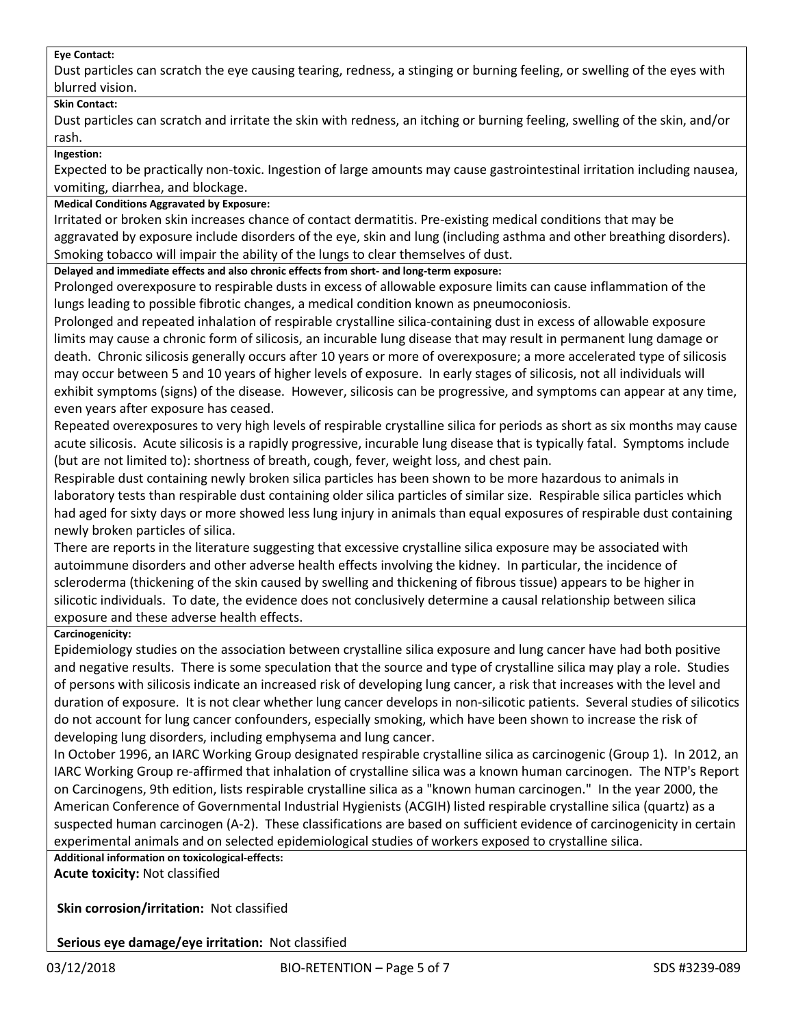**Eye Contact:**

Dust particles can scratch the eye causing tearing, redness, a stinging or burning feeling, or swelling of the eyes with blurred vision.

**Skin Contact:**

Dust particles can scratch and irritate the skin with redness, an itching or burning feeling, swelling of the skin, and/or rash.

**Ingestion:**

Expected to be practically non-toxic. Ingestion of large amounts may cause gastrointestinal irritation including nausea, vomiting, diarrhea, and blockage.

**Medical Conditions Aggravated by Exposure:**

Irritated or broken skin increases chance of contact dermatitis. Pre-existing medical conditions that may be aggravated by exposure include disorders of the eye, skin and lung (including asthma and other breathing disorders). Smoking tobacco will impair the ability of the lungs to clear themselves of dust.

**Delayed and immediate effects and also chronic effects from short- and long-term exposure:**

Prolonged overexposure to respirable dusts in excess of allowable exposure limits can cause inflammation of the lungs leading to possible fibrotic changes, a medical condition known as pneumoconiosis.

Prolonged and repeated inhalation of respirable crystalline silica-containing dust in excess of allowable exposure limits may cause a chronic form of silicosis, an incurable lung disease that may result in permanent lung damage or death. Chronic silicosis generally occurs after 10 years or more of overexposure; a more accelerated type of silicosis may occur between 5 and 10 years of higher levels of exposure. In early stages of silicosis, not all individuals will exhibit symptoms (signs) of the disease. However, silicosis can be progressive, and symptoms can appear at any time, even years after exposure has ceased.

Repeated overexposures to very high levels of respirable crystalline silica for periods as short as six months may cause acute silicosis. Acute silicosis is a rapidly progressive, incurable lung disease that is typically fatal. Symptoms include (but are not limited to): shortness of breath, cough, fever, weight loss, and chest pain.

Respirable dust containing newly broken silica particles has been shown to be more hazardous to animals in laboratory tests than respirable dust containing older silica particles of similar size. Respirable silica particles which had aged for sixty days or more showed less lung injury in animals than equal exposures of respirable dust containing newly broken particles of silica.

There are reports in the literature suggesting that excessive crystalline silica exposure may be associated with autoimmune disorders and other adverse health effects involving the kidney. In particular, the incidence of scleroderma (thickening of the skin caused by swelling and thickening of fibrous tissue) appears to be higher in silicotic individuals. To date, the evidence does not conclusively determine a causal relationship between silica exposure and these adverse health effects.

**Carcinogenicity:**

Epidemiology studies on the association between crystalline silica exposure and lung cancer have had both positive and negative results. There is some speculation that the source and type of crystalline silica may play a role. Studies of persons with silicosis indicate an increased risk of developing lung cancer, a risk that increases with the level and duration of exposure. It is not clear whether lung cancer develops in non-silicotic patients. Several studies of silicotics do not account for lung cancer confounders, especially smoking, which have been shown to increase the risk of developing lung disorders, including emphysema and lung cancer.

In October 1996, an IARC Working Group designated respirable crystalline silica as carcinogenic (Group 1). In 2012, an IARC Working Group re-affirmed that inhalation of crystalline silica was a known human carcinogen. The NTP's Report on Carcinogens, 9th edition, lists respirable crystalline silica as a "known human carcinogen." In the year 2000, the American Conference of Governmental Industrial Hygienists (ACGIH) listed respirable crystalline silica (quartz) as a suspected human carcinogen (A-2). These classifications are based on sufficient evidence of carcinogenicity in certain experimental animals and on selected epidemiological studies of workers exposed to crystalline silica.

**Additional information on toxicological-effects:**

**Acute toxicity:** Not classified

**Skin corrosion/irritation:** Not classified

**Serious eye damage/eye irritation:** Not classified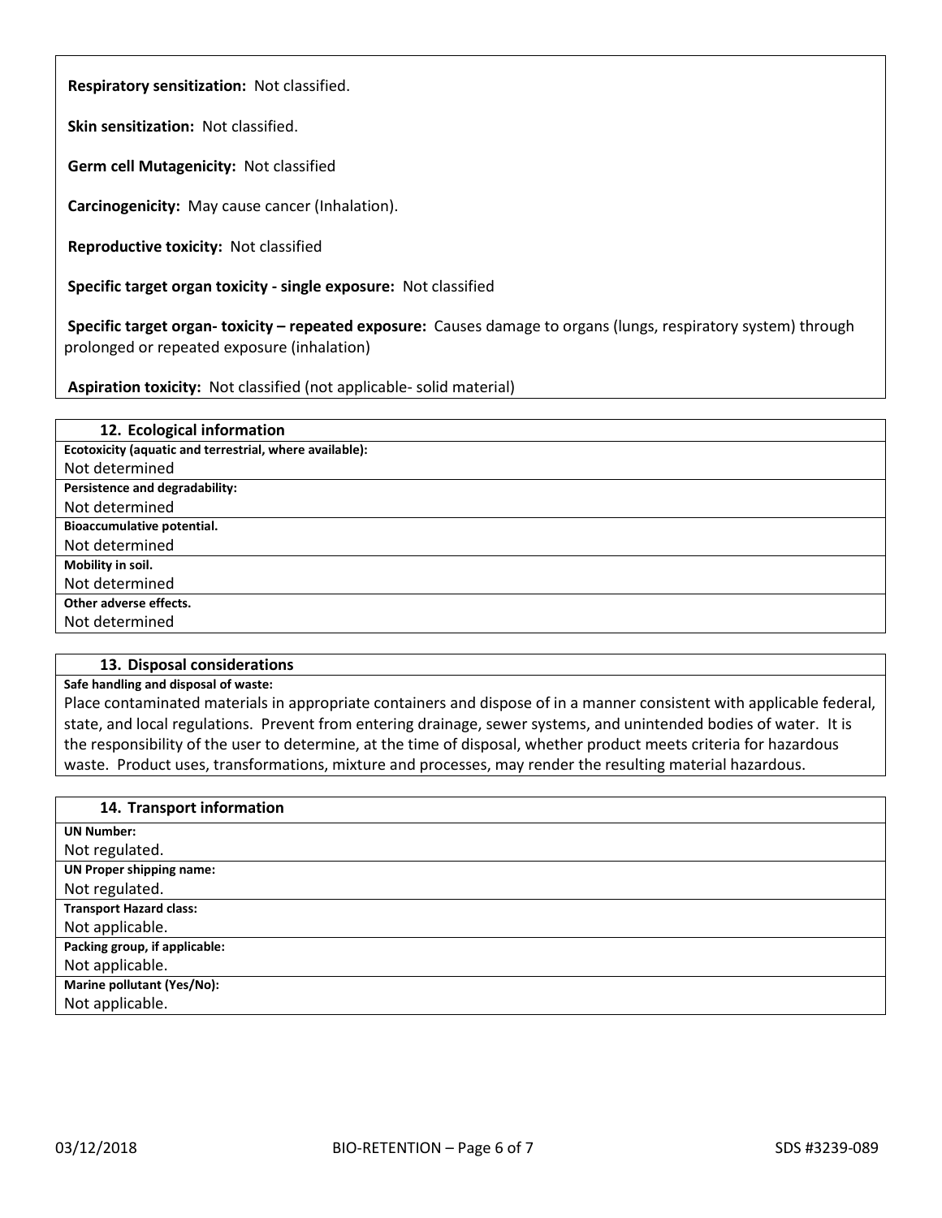**Respiratory sensitization:** Not classified.

**Skin sensitization:** Not classified.

**Germ cell Mutagenicity:** Not classified

**Carcinogenicity:** May cause cancer (Inhalation).

**Reproductive toxicity:** Not classified

**Specific target organ toxicity - single exposure:** Not classified

**Specific target organ- toxicity – repeated exposure:** Causes damage to organs (lungs, respiratory system) through prolonged or repeated exposure (inhalation)

**Aspiration toxicity:** Not classified (not applicable- solid material)

## 12. Ecological information

**Ecotoxicity (aquatic and terrestrial, where available):**

Not determined

**Persistence and degradability:**

Not determined

**Bioaccumulative potential.**

Not determined

**Mobility in soil.**

Not determined

**Other adverse effects.**

Not determined

## 13. Disposal considerations

**Safe handling and disposal of waste:**

Place contaminated materials in appropriate containers and dispose of in a manner consistent with applicable federal, state, and local regulations. Prevent from entering drainage, sewer systems, and unintended bodies of water. It is the responsibility of the user to determine, at the time of disposal, whether product meets criteria for hazardous waste. Product uses, transformations, mixture and processes, may render the resulting material hazardous.

## 14. Transport information

**UN Number:**

Not regulated.

**UN Proper shipping name:**

Not regulated.

**Transport Hazard class:**

Not applicable.

**Packing group, if applicable:**

Not applicable.

**Marine pollutant (Yes/No):**

Not applicable.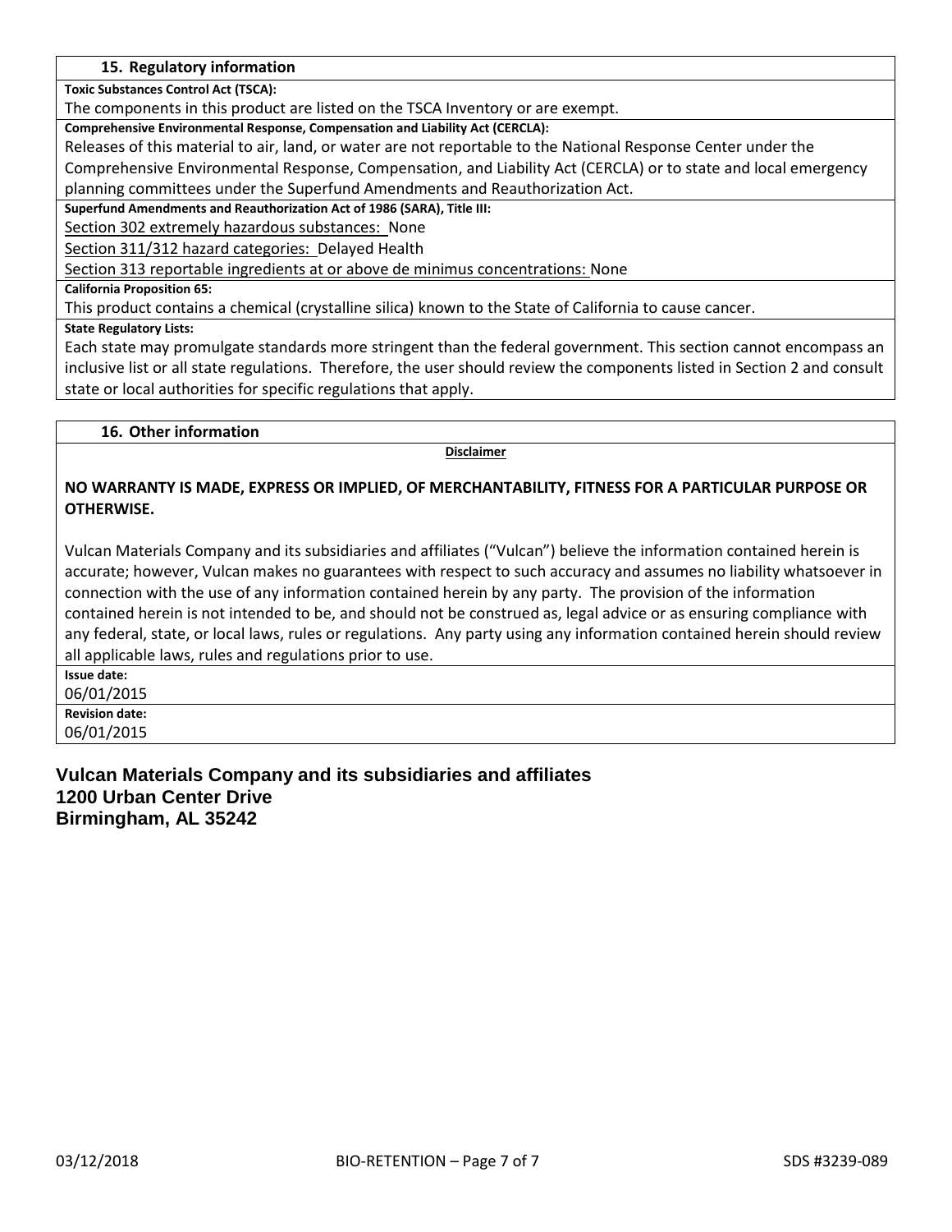## 15. Regulatory information

**Toxic Substances Control Act (TSCA):**

The components in this product are listed on the TSCA Inventory or are exempt.

**Comprehensive Environmental Response, Compensation and Liability Act (CERCLA):**

Releases of this material to air, land, or water are not reportable to the National Response Center under the Comprehensive Environmental Response, Compensation, and Liability Act (CERCLA) or to state and local emergency planning committees under the Superfund Amendments and Reauthorization Act.

**Superfund Amendments and Reauthorization Act of 1986 (SARA), Title III:**

Section 302 extremely hazardous substances: None

Section 311/312 hazard categories: Delayed Health

Section 313 reportable ingredients at or above de minimus concentrations: None

**California Proposition 65:**

This product contains a chemical (crystalline silica) known to the State of California to cause cancer.

**State Regulatory Lists:**

Each state may promulgate standards more stringent than the federal government. This section cannot encompass an inclusive list or all state regulations. Therefore, the user should review the components listed in Section 2 and consult state or local authorities for specific regulations that apply.

## 16. Other information

**Disclaimer**

**NO WARRANTY IS MADE, EXPRESS OR IMPLIED, OF MERCHANTABILITY, FITNESS FOR A PARTICULAR PURPOSE OR OTHERWISE.**

Vulcan Materials Company and its subsidiaries and affiliates ("Vulcan") believe the information contained herein is accurate; however, Vulcan makes no guarantees with respect to such accuracy and assumes no liability whatsoever in connection with the use of any information contained herein by any party. The provision of the information contained herein is not intended to be, and should not be construed as, legal advice or as ensuring compliance with any federal, state, or local laws, rules or regulations. Any party using any information contained herein should review all applicable laws, rules and regulations prior to use.

**Issue date:**

06/01/2015

**Revision date:**

06/01/2015

**Vulcan Materials Company and its subsidiaries and affiliates**
**1200 Urban Center Drive**
**Birmingham, AL 35242**